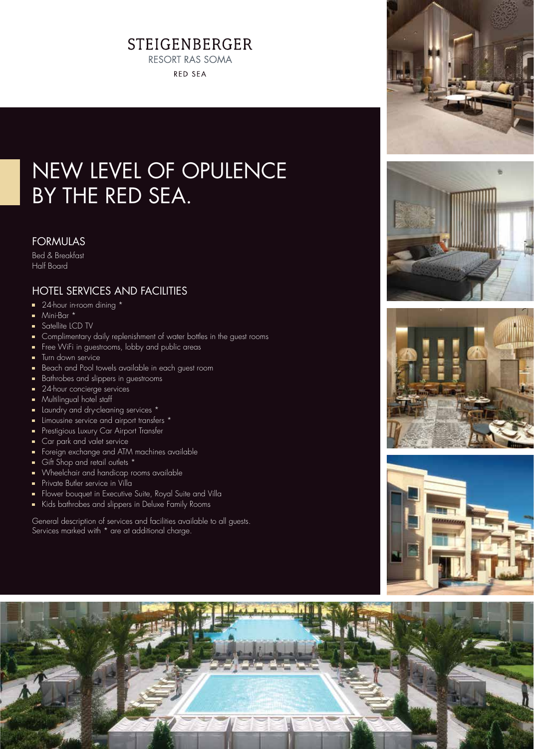STEIGENBERGER

RESORT RAS SOMA

RED SEA

# NEW LEVEL OF OPULENCE BY THE RED SEA.

## FORMULAS

Bed & Breakfast
Half Board

## HOTEL SERVICES AND FACILITIES

- 24-hour in-room dining *
- Mini-Bar *
- Satellite LCD TV
- Complimentary daily replenishment of water bottles in the guest rooms
- Free WiFi in guestrooms, lobby and public areas
- Turn down service
- Beach and Pool towels available in each guest room
- Bathrobes and slippers in guestrooms
- 24-hour concierge services
- Multilingual hotel staff
- Laundry and dry-cleaning services *
- Limousine service and airport transfers *
- Prestigious Luxury Car Airport Transfer
- Car park and valet service
- Foreign exchange and ATM machines available
- Gift Shop and retail outlets *
- Wheelchair and handicap rooms available
- Private Butler service in Villa
- Flower bouquet in Executive Suite, Royal Suite and Villa
- Kids bathrobes and slippers in Deluxe Family Rooms

General description of services and facilities available to all guests.
Services marked with * are at additional charge.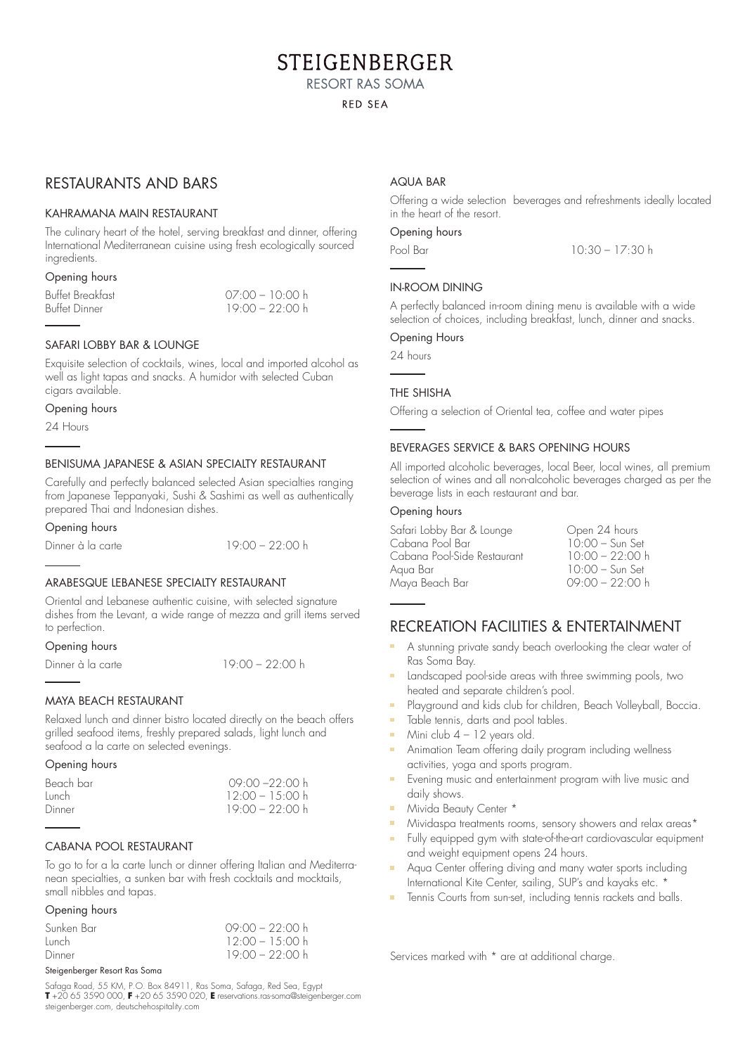# STEIGENBERGER

RESORT RAS SOMA

RED SEA

## RESTAURANTS AND BARS

### KAHRAMANA MAIN RESTAURANT

The culinary heart of the hotel, serving breakfast and dinner, offering International Mediterranean cuisine using fresh ecologically sourced ingredients.

Opening hours

| | |
|---|---|
| Buffet Breakfast | 07:00 – 10:00 h |
| Buffet Dinner | 19:00 – 22:00 h |

### SAFARI LOBBY BAR & LOUNGE

Exquisite selection of cocktails, wines, local and imported alcohol as well as light tapas and snacks. A humidor with selected Cuban cigars available.

Opening hours

24 Hours

### BENISUMA JAPANESE & ASIAN SPECIALTY RESTAURANT

Carefully and perfectly balanced selected Asian specialties ranging from Japanese Teppanyaki, Sushi & Sashimi as well as authentically prepared Thai and Indonesian dishes.

Opening hours

| | |
|---|---|
| Dinner à la carte | 19:00 – 22:00 h |

### ARABESQUE LEBANESE SPECIALTY RESTAURANT

Oriental and Lebanese authentic cuisine, with selected signature dishes from the Levant, a wide range of mezza and grill items served to perfection.

Opening hours

| | |
|---|---|
| Dinner à la carte | 19:00 – 22:00 h |

### MAYA BEACH RESTAURANT

Relaxed lunch and dinner bistro located directly on the beach offers grilled seafood items, freshly prepared salads, light lunch and seafood a la carte on selected evenings.

Opening hours

| | |
|---|---|
| Beach bar | 09:00 –22:00 h |
| Lunch | 12:00 – 15:00 h |
| Dinner | 19:00 – 22:00 h |

### CABANA POOL RESTAURANT

To go to for a la carte lunch or dinner offering Italian and Mediterranean specialties, a sunken bar with fresh cocktails and mocktails, small nibbles and tapas.

Opening hours

| | |
|---|---|
| Sunken Bar | 09:00 – 22:00 h |
| Lunch | 12:00 – 15:00 h |
| Dinner | 19:00 – 22:00 h |

### AQUA BAR

Offering a wide selection beverages and refreshments ideally located in the heart of the resort.

Opening hours

| | |
|---|---|
| Pool Bar | 10:30 – 17:30 h |

### IN-ROOM DINING

A perfectly balanced in-room dining menu is available with a wide selection of choices, including breakfast, lunch, dinner and snacks.

Opening Hours

24 hours

### THE SHISHA

Offering a selection of Oriental tea, coffee and water pipes

### BEVERAGES SERVICE & BARS OPENING HOURS

All imported alcoholic beverages, local Beer, local wines, all premium selection of wines and all non-alcoholic beverages charged as per the beverage lists in each restaurant and bar.

Opening hours

| | |
|---|---|
| Safari Lobby Bar & Lounge | Open 24 hours |
| Cabana Pool Bar | 10:00 – Sun Set |
| Cabana Pool-Side Restaurant | 10:00 – 22:00 h |
| Aqua Bar | 10:00 – Sun Set |
| Maya Beach Bar | 09:00 – 22:00 h |

## RECREATION FACILITIES & ENTERTAINMENT

- A stunning private sandy beach overlooking the clear water of Ras Soma Bay.
- Landscaped pool-side areas with three swimming pools, two heated and separate children's pool.
- Playground and kids club for children, Beach Volleyball, Boccia.
- Table tennis, darts and pool tables.
- Mini club 4 – 12 years old.
- Animation Team offering daily program including wellness activities, yoga and sports program.
- Evening music and entertainment program with live music and daily shows.
- Mivida Beauty Center *
- Mividaspa treatments rooms, sensory showers and relax areas*
- Fully equipped gym with state-of-the-art cardiovascular equipment and weight equipment opens 24 hours.
- Aqua Center offering diving and many water sports including International Kite Center, sailing, SUP's and kayaks etc. *
- Tennis Courts from sun-set, including tennis rackets and balls.

Services marked with * are at additional charge.

Steigenberger Resort Ras Soma

Safaga Road, 55 KM, P.O. Box 84911, Ras Soma, Safaga, Red Sea, Egypt
**T** +20 65 3590 000, **F** +20 65 3590 020, **E** reservations.ras-soma@steigenberger.com
steigenberger.com, deutschehospitality.com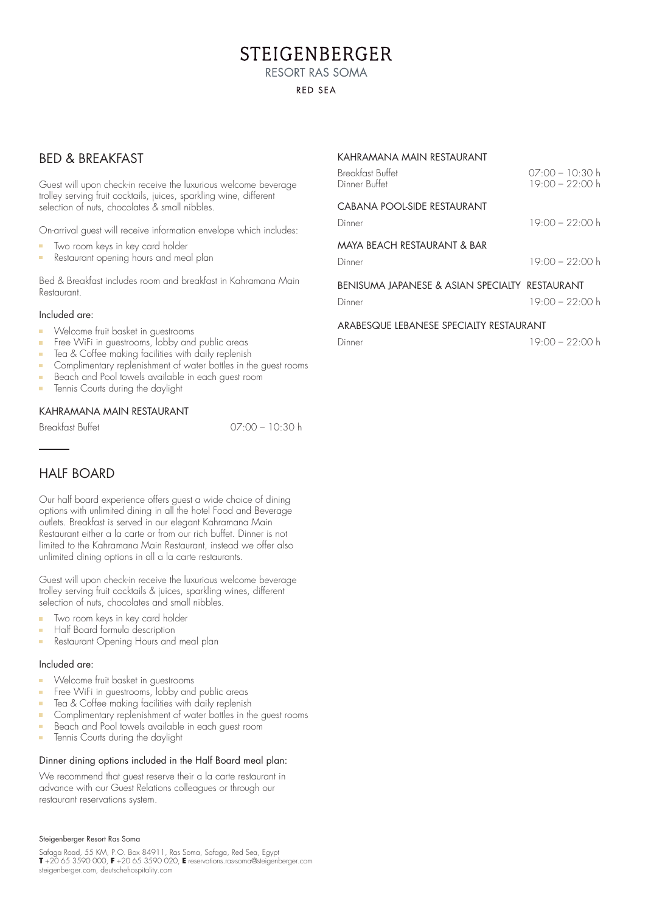# STEIGENBERGER

RESORT RAS SOMA

RED SEA

## BED & BREAKFAST

Guest will upon check-in receive the luxurious welcome beverage trolley serving fruit cocktails, juices, sparkling wine, different selection of nuts, chocolates & small nibbles.

On-arrival guest will receive information envelope which includes:

- Two room keys in key card holder
- Restaurant opening hours and meal plan

Bed & Breakfast includes room and breakfast in Kahramana Main Restaurant.

### Included are:

- Welcome fruit basket in guestrooms
- Free WiFi in guestrooms, lobby and public areas
- Tea & Coffee making facilities with daily replenish
- Complimentary replenishment of water bottles in the guest rooms
- Beach and Pool towels available in each guest room
- Tennis Courts during the daylight

### KAHRAMANA MAIN RESTAURANT

| | |
|---|---|
| Breakfast Buffet | 07:00 – 10:30 h |

## HALF BOARD

Our half board experience offers guest a wide choice of dining options with unlimited dining in all the hotel Food and Beverage outlets. Breakfast is served in our elegant Kahramana Main Restaurant either a la carte or from our rich buffet. Dinner is not limited to the Kahramana Main Restaurant, instead we offer also unlimited dining options in all a la carte restaurants.

Guest will upon check-in receive the luxurious welcome beverage trolley serving fruit cocktails & juices, sparkling wines, different selection of nuts, chocolates and small nibbles.

- Two room keys in key card holder
- Half Board formula description
- Restaurant Opening Hours and meal plan

### Included are:

- Welcome fruit basket in guestrooms
- Free WiFi in guestrooms, lobby and public areas
- Tea & Coffee making facilities with daily replenish
- Complimentary replenishment of water bottles in the guest rooms
- Beach and Pool towels available in each guest room
- Tennis Courts during the daylight

### Dinner dining options included in the Half Board meal plan:

We recommend that guest reserve their a la carte restaurant in advance with our Guest Relations colleagues or through our restaurant reservations system.

### KAHRAMANA MAIN RESTAURANT

| | |
|---|---|
| Breakfast Buffet | 07:00 – 10:30 h |
| Dinner Buffet | 19:00 – 22:00 h |

### CABANA POOL-SIDE RESTAURANT

| | |
|---|---|
| Dinner | 19:00 – 22:00 h |

### MAYA BEACH RESTAURANT & BAR

| | |
|---|---|
| Dinner | 19:00 – 22:00 h |

### BENISUMA JAPANESE & ASIAN SPECIALTY RESTAURANT

| | |
|---|---|
| Dinner | 19:00 – 22:00 h |

### ARABESQUE LEBANESE SPECIALTY RESTAURANT

| | |
|---|---|
| Dinner | 19:00 – 22:00 h |

Steigenberger Resort Ras Soma

Safaga Road, 55 KM, P.O. Box 84911, Ras Soma, Safaga, Red Sea, Egypt
**T** +20 65 3590 000, **F** +20 65 3590 020, **E** reservations.ras-soma@steigenberger.com
steigenberger.com, deutschehospitality.com